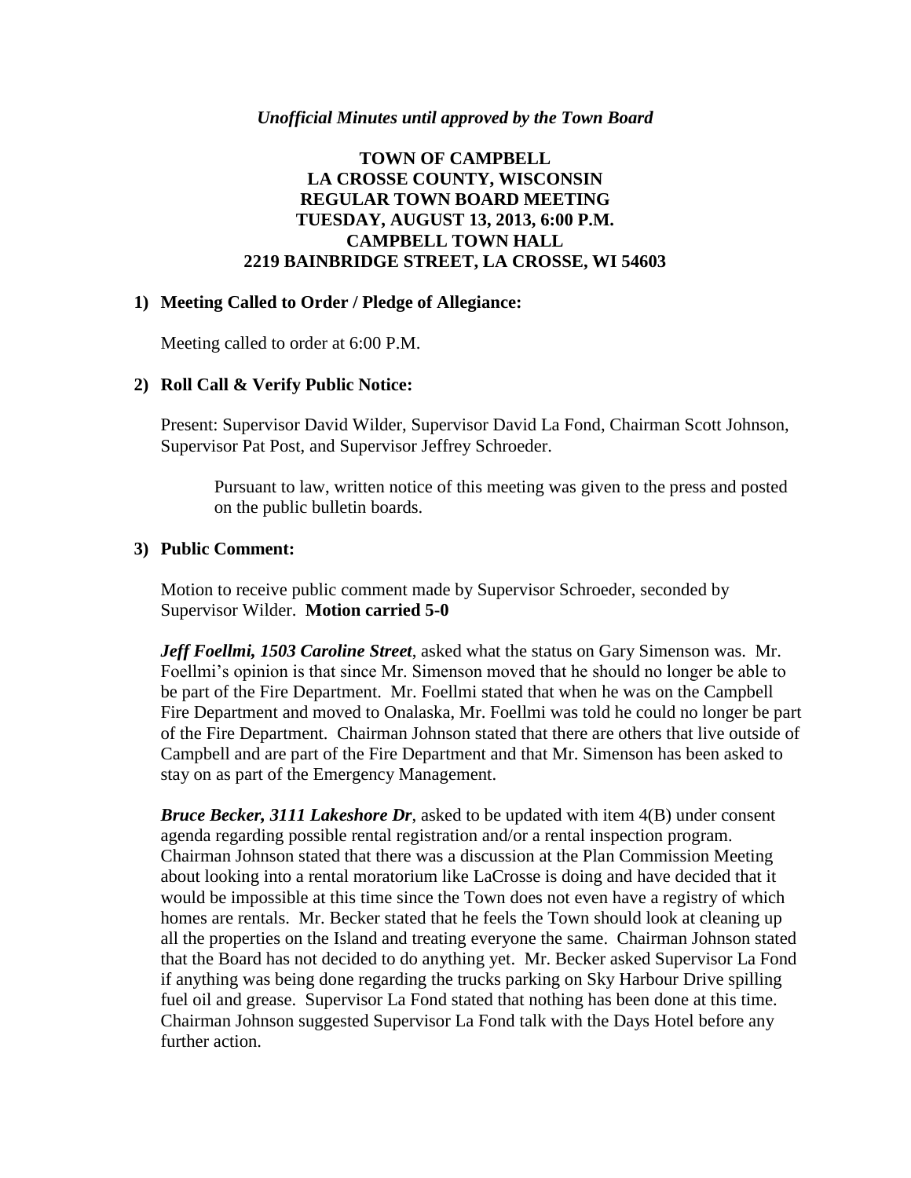*Unofficial Minutes until approved by the Town Board*

# TOWN OF CAMPBELL
# LA CROSSE COUNTY, WISCONSIN
# REGULAR TOWN BOARD MEETING
# TUESDAY, AUGUST 13, 2013, 6:00 P.M.
# CAMPBELL TOWN HALL
# 2219 BAINBRIDGE STREET, LA CROSSE, WI 54603

## 1) Meeting Called to Order / Pledge of Allegiance:

Meeting called to order at 6:00 P.M.

## 2) Roll Call & Verify Public Notice:

Present: Supervisor David Wilder, Supervisor David La Fond, Chairman Scott Johnson, Supervisor Pat Post, and Supervisor Jeffrey Schroeder.

> Pursuant to law, written notice of this meeting was given to the press and posted on the public bulletin boards.

## 3) Public Comment:

Motion to receive public comment made by Supervisor Schroeder, seconded by Supervisor Wilder. **Motion carried 5-0**

***Jeff Foellmi, 1503 Caroline Street***, asked what the status on Gary Simenson was. Mr. Foellmi's opinion is that since Mr. Simenson moved that he should no longer be able to be part of the Fire Department. Mr. Foellmi stated that when he was on the Campbell Fire Department and moved to Onalaska, Mr. Foellmi was told he could no longer be part of the Fire Department. Chairman Johnson stated that there are others that live outside of Campbell and are part of the Fire Department and that Mr. Simenson has been asked to stay on as part of the Emergency Management.

***Bruce Becker, 3111 Lakeshore Dr***, asked to be updated with item 4(B) under consent agenda regarding possible rental registration and/or a rental inspection program. Chairman Johnson stated that there was a discussion at the Plan Commission Meeting about looking into a rental moratorium like LaCrosse is doing and have decided that it would be impossible at this time since the Town does not even have a registry of which homes are rentals. Mr. Becker stated that he feels the Town should look at cleaning up all the properties on the Island and treating everyone the same. Chairman Johnson stated that the Board has not decided to do anything yet. Mr. Becker asked Supervisor La Fond if anything was being done regarding the trucks parking on Sky Harbour Drive spilling fuel oil and grease. Supervisor La Fond stated that nothing has been done at this time. Chairman Johnson suggested Supervisor La Fond talk with the Days Hotel before any further action.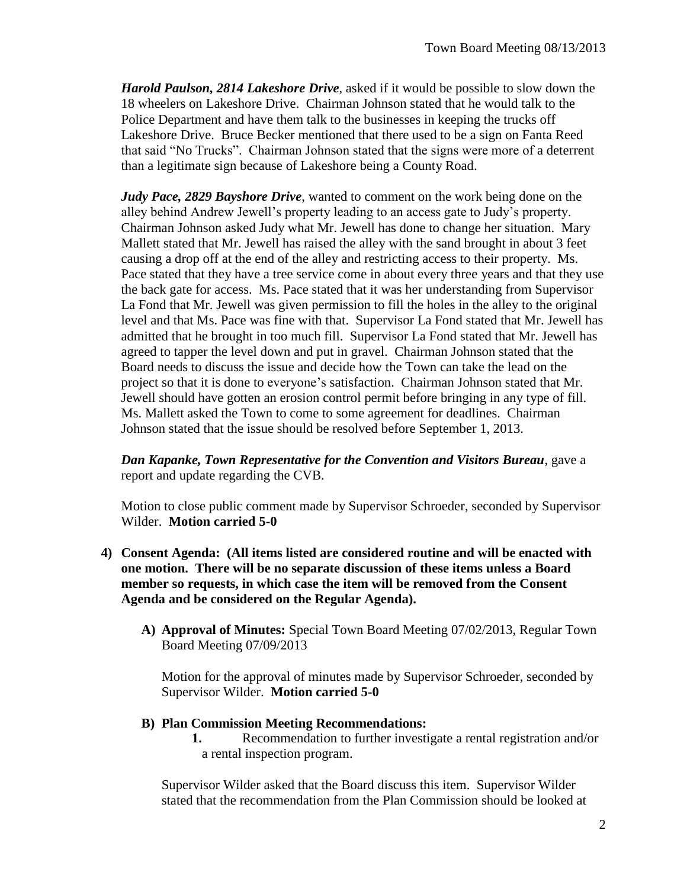***Harold Paulson, 2814 Lakeshore Drive***, asked if it would be possible to slow down the 18 wheelers on Lakeshore Drive. Chairman Johnson stated that he would talk to the Police Department and have them talk to the businesses in keeping the trucks off Lakeshore Drive. Bruce Becker mentioned that there used to be a sign on Fanta Reed that said "No Trucks". Chairman Johnson stated that the signs were more of a deterrent than a legitimate sign because of Lakeshore being a County Road.

***Judy Pace, 2829 Bayshore Drive***, wanted to comment on the work being done on the alley behind Andrew Jewell's property leading to an access gate to Judy's property. Chairman Johnson asked Judy what Mr. Jewell has done to change her situation. Mary Mallett stated that Mr. Jewell has raised the alley with the sand brought in about 3 feet causing a drop off at the end of the alley and restricting access to their property. Ms. Pace stated that they have a tree service come in about every three years and that they use the back gate for access. Ms. Pace stated that it was her understanding from Supervisor La Fond that Mr. Jewell was given permission to fill the holes in the alley to the original level and that Ms. Pace was fine with that. Supervisor La Fond stated that Mr. Jewell has admitted that he brought in too much fill. Supervisor La Fond stated that Mr. Jewell has agreed to tapper the level down and put in gravel. Chairman Johnson stated that the Board needs to discuss the issue and decide how the Town can take the lead on the project so that it is done to everyone's satisfaction. Chairman Johnson stated that Mr. Jewell should have gotten an erosion control permit before bringing in any type of fill. Ms. Mallett asked the Town to come to some agreement for deadlines. Chairman Johnson stated that the issue should be resolved before September 1, 2013.

***Dan Kapanke, Town Representative for the Convention and Visitors Bureau***, gave a report and update regarding the CVB.

Motion to close public comment made by Supervisor Schroeder, seconded by Supervisor Wilder. **Motion carried 5-0**

**4) Consent Agenda: (All items listed are considered routine and will be enacted with one motion. There will be no separate discussion of these items unless a Board member so requests, in which case the item will be removed from the Consent Agenda and be considered on the Regular Agenda).**

**A) Approval of Minutes:** Special Town Board Meeting 07/02/2013, Regular Town Board Meeting 07/09/2013

Motion for the approval of minutes made by Supervisor Schroeder, seconded by Supervisor Wilder. **Motion carried 5-0**

**B) Plan Commission Meeting Recommendations:**

**1.** Recommendation to further investigate a rental registration and/or a rental inspection program.

Supervisor Wilder asked that the Board discuss this item. Supervisor Wilder stated that the recommendation from the Plan Commission should be looked at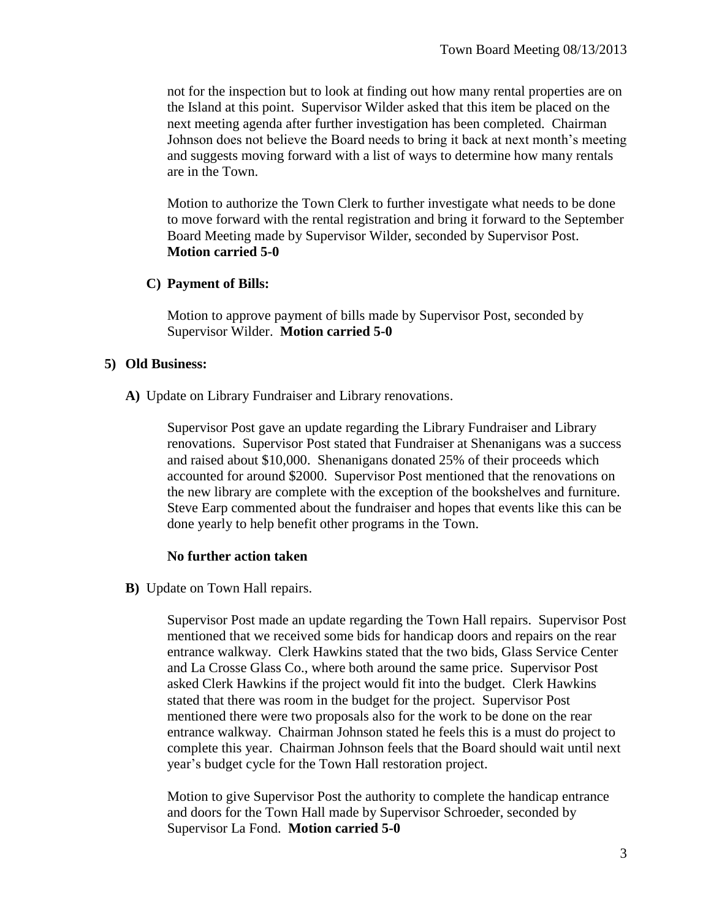not for the inspection but to look at finding out how many rental properties are on the Island at this point. Supervisor Wilder asked that this item be placed on the next meeting agenda after further investigation has been completed. Chairman Johnson does not believe the Board needs to bring it back at next month's meeting and suggests moving forward with a list of ways to determine how many rentals are in the Town.

Motion to authorize the Town Clerk to further investigate what needs to be done to move forward with the rental registration and bring it forward to the September Board Meeting made by Supervisor Wilder, seconded by Supervisor Post. **Motion carried 5-0**

**C) Payment of Bills:**

Motion to approve payment of bills made by Supervisor Post, seconded by Supervisor Wilder. **Motion carried 5-0**

**5) Old Business:**

**A)** Update on Library Fundraiser and Library renovations.

Supervisor Post gave an update regarding the Library Fundraiser and Library renovations. Supervisor Post stated that Fundraiser at Shenanigans was a success and raised about $10,000. Shenanigans donated 25% of their proceeds which accounted for around $2000. Supervisor Post mentioned that the renovations on the new library are complete with the exception of the bookshelves and furniture. Steve Earp commented about the fundraiser and hopes that events like this can be done yearly to help benefit other programs in the Town.

**No further action taken**

**B)** Update on Town Hall repairs.

Supervisor Post made an update regarding the Town Hall repairs. Supervisor Post mentioned that we received some bids for handicap doors and repairs on the rear entrance walkway. Clerk Hawkins stated that the two bids, Glass Service Center and La Crosse Glass Co., where both around the same price. Supervisor Post asked Clerk Hawkins if the project would fit into the budget. Clerk Hawkins stated that there was room in the budget for the project. Supervisor Post mentioned there were two proposals also for the work to be done on the rear entrance walkway. Chairman Johnson stated he feels this is a must do project to complete this year. Chairman Johnson feels that the Board should wait until next year's budget cycle for the Town Hall restoration project.

Motion to give Supervisor Post the authority to complete the handicap entrance and doors for the Town Hall made by Supervisor Schroeder, seconded by Supervisor La Fond. **Motion carried 5-0**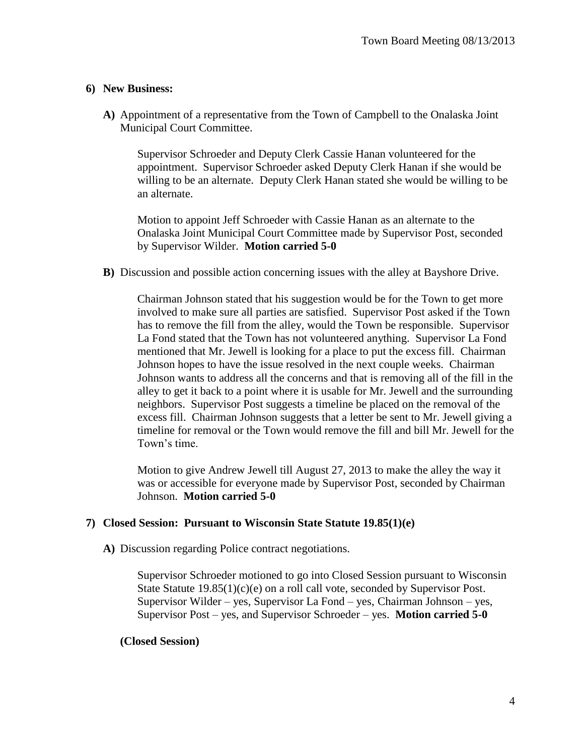**6) New Business:**

**A)** Appointment of a representative from the Town of Campbell to the Onalaska Joint Municipal Court Committee.

Supervisor Schroeder and Deputy Clerk Cassie Hanan volunteered for the appointment. Supervisor Schroeder asked Deputy Clerk Hanan if she would be willing to be an alternate. Deputy Clerk Hanan stated she would be willing to be an alternate.

Motion to appoint Jeff Schroeder with Cassie Hanan as an alternate to the Onalaska Joint Municipal Court Committee made by Supervisor Post, seconded by Supervisor Wilder. **Motion carried 5-0**

**B)** Discussion and possible action concerning issues with the alley at Bayshore Drive.

Chairman Johnson stated that his suggestion would be for the Town to get more involved to make sure all parties are satisfied. Supervisor Post asked if the Town has to remove the fill from the alley, would the Town be responsible. Supervisor La Fond stated that the Town has not volunteered anything. Supervisor La Fond mentioned that Mr. Jewell is looking for a place to put the excess fill. Chairman Johnson hopes to have the issue resolved in the next couple weeks. Chairman Johnson wants to address all the concerns and that is removing all of the fill in the alley to get it back to a point where it is usable for Mr. Jewell and the surrounding neighbors. Supervisor Post suggests a timeline be placed on the removal of the excess fill. Chairman Johnson suggests that a letter be sent to Mr. Jewell giving a timeline for removal or the Town would remove the fill and bill Mr. Jewell for the Town's time.

Motion to give Andrew Jewell till August 27, 2013 to make the alley the way it was or accessible for everyone made by Supervisor Post, seconded by Chairman Johnson. **Motion carried 5-0**

**7) Closed Session: Pursuant to Wisconsin State Statute 19.85(1)(e)**

**A)** Discussion regarding Police contract negotiations.

Supervisor Schroeder motioned to go into Closed Session pursuant to Wisconsin State Statute 19.85(1)(c)(e) on a roll call vote, seconded by Supervisor Post. Supervisor Wilder – yes, Supervisor La Fond – yes, Chairman Johnson – yes, Supervisor Post – yes, and Supervisor Schroeder – yes. **Motion carried 5-0**

**(Closed Session)**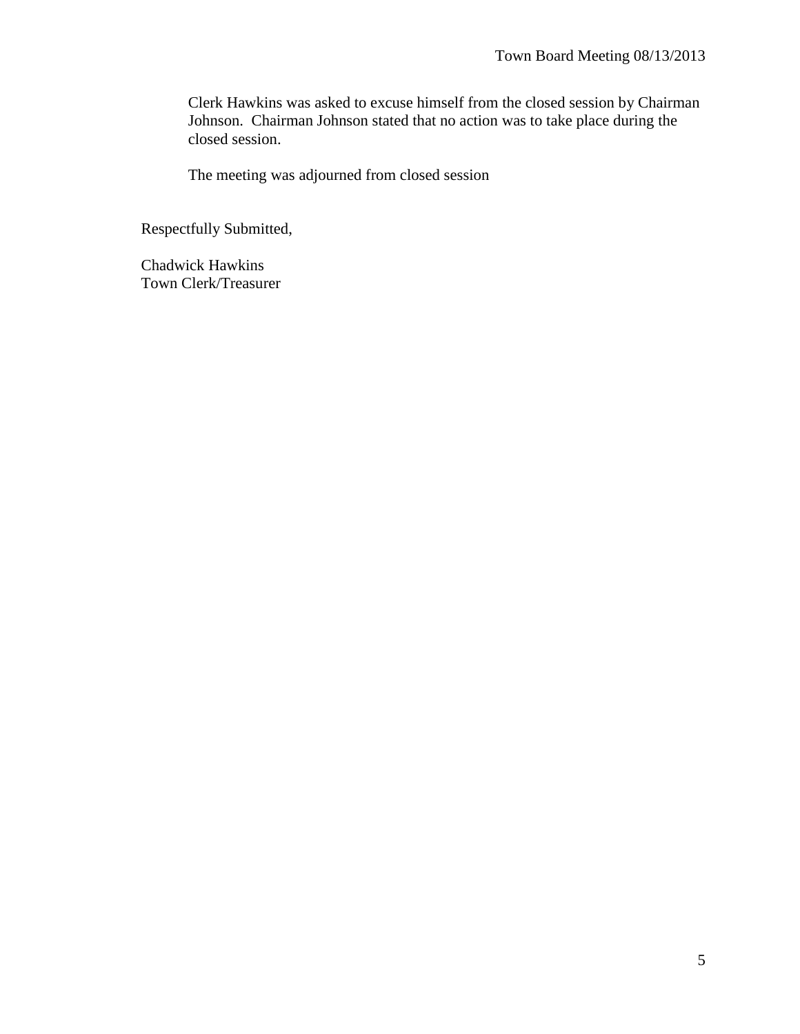Clerk Hawkins was asked to excuse himself from the closed session by Chairman Johnson. Chairman Johnson stated that no action was to take place during the closed session.

The meeting was adjourned from closed session

Respectfully Submitted,

Chadwick Hawkins
Town Clerk/Treasurer